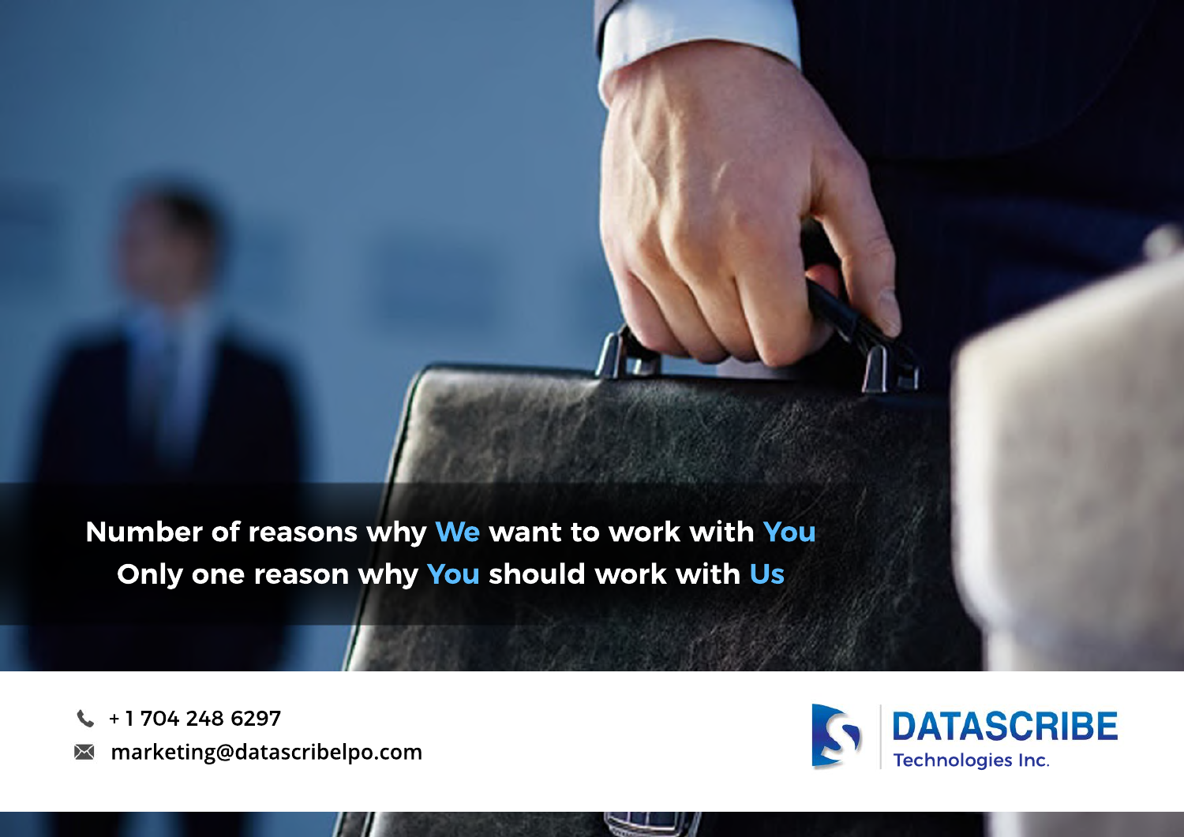Number of reasons why We want to work with You

Only one reason why You should work with Us

+ 1 704 248 6297

marketing@datascribelpo.com

DATASCRIBE Technologies Inc.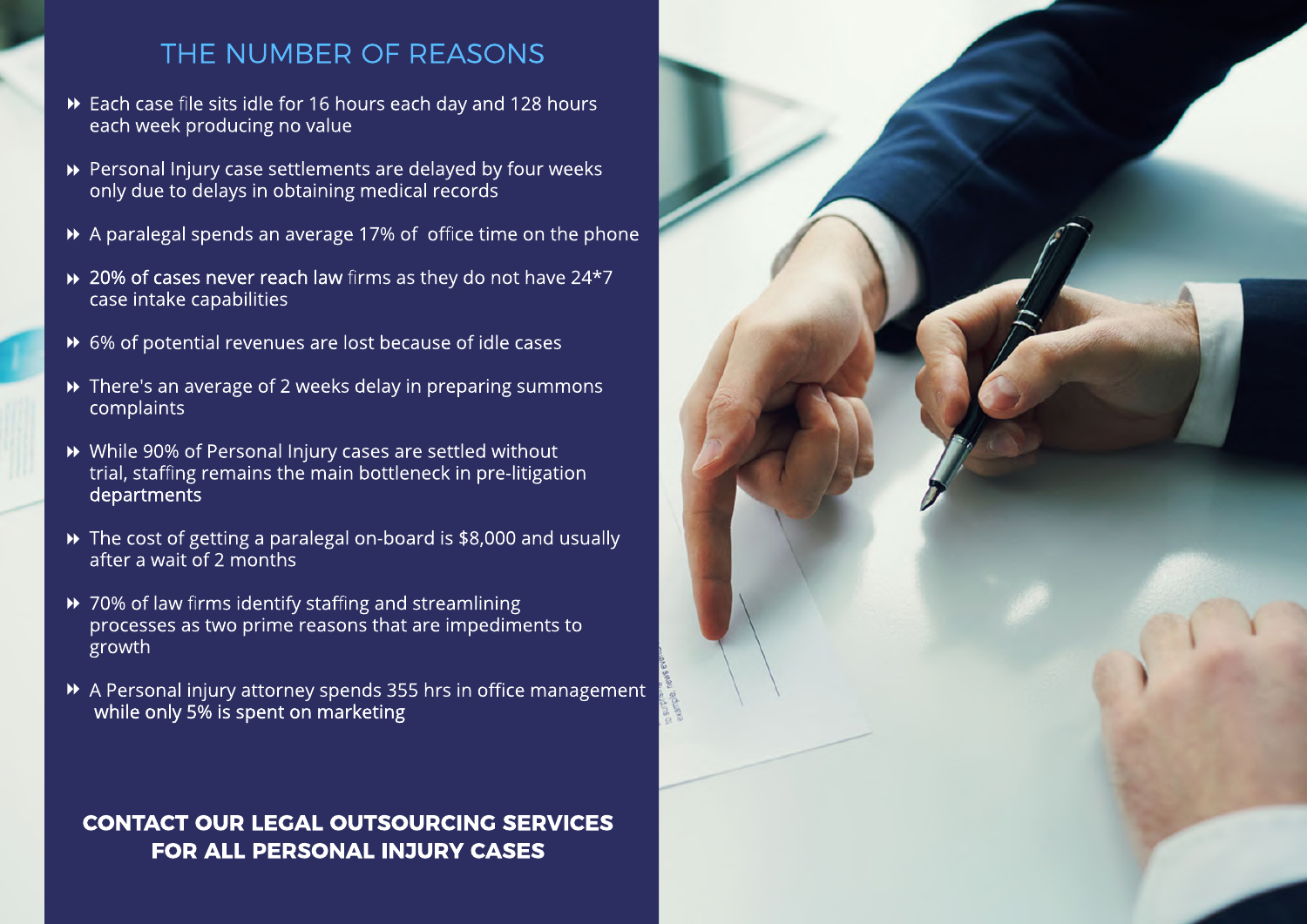## THE NUMBER OF REASONS

- Each case file sits idle for 16 hours each day and 128 hours each week producing no value
- Personal Injury case settlements are delayed by four weeks only due to delays in obtaining medical records
- A paralegal spends an average 17% of office time on the phone
- 20% of cases never reach law firms as they do not have 24*7 case intake capabilities
- 6% of potential revenues are lost because of idle cases
- There's an average of 2 weeks delay in preparing summons complaints
- While 90% of Personal Injury cases are settled without trial, staffing remains the main bottleneck in pre-litigation departments
- The cost of getting a paralegal on-board is $8,000 and usually after a wait of 2 months
- 70% of law firms identify staffing and streamlining processes as two prime reasons that are impediments to growth
- A Personal injury attorney spends 355 hrs in office management while only 5% is spent on marketing

**CONTACT OUR LEGAL OUTSOURCING SERVICES FOR ALL PERSONAL INJURY CASES**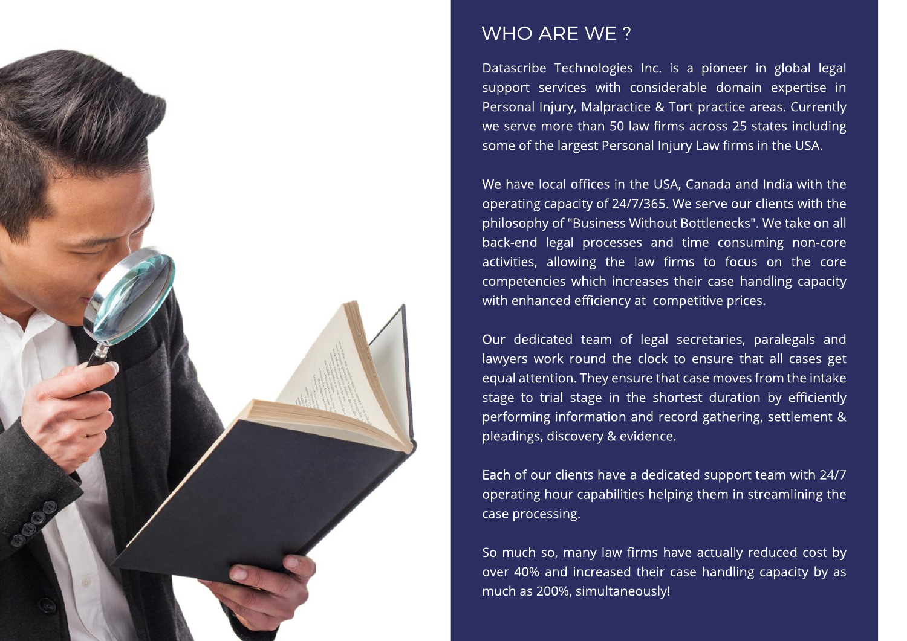## WHO ARE WE ?

Datascribe Technologies Inc. is a pioneer in global legal support services with considerable domain expertise in Personal Injury, Malpractice & Tort practice areas. Currently we serve more than 50 law firms across 25 states including some of the largest Personal Injury Law firms in the USA.

We have local offices in the USA, Canada and India with the operating capacity of 24/7/365. We serve our clients with the philosophy of "Business Without Bottlenecks". We take on all back-end legal processes and time consuming non-core activities, allowing the law firms to focus on the core competencies which increases their case handling capacity with enhanced efficiency at competitive prices.

Our dedicated team of legal secretaries, paralegals and lawyers work round the clock to ensure that all cases get equal attention. They ensure that case moves from the intake stage to trial stage in the shortest duration by efficiently performing information and record gathering, settlement & pleadings, discovery & evidence.

Each of our clients have a dedicated support team with 24/7 operating hour capabilities helping them in streamlining the case processing.

So much so, many law firms have actually reduced cost by over 40% and increased their case handling capacity by as much as 200%, simultaneously!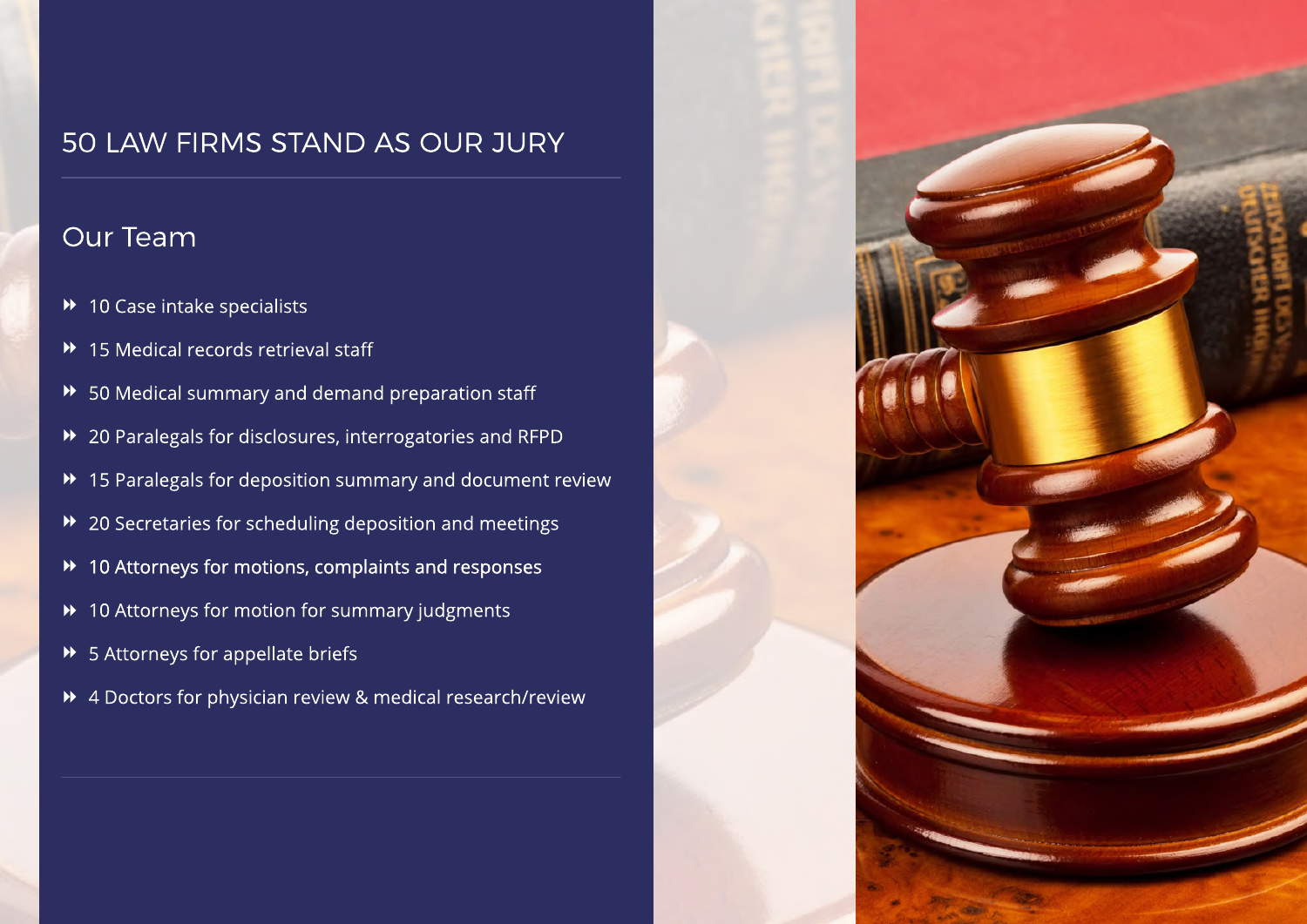# 50 LAW FIRMS STAND AS OUR JURY

## Our Team

- 10 Case intake specialists
- 15 Medical records retrieval staff
- 50 Medical summary and demand preparation staff
- 20 Paralegals for disclosures, interrogatories and RFPD
- 15 Paralegals for deposition summary and document review
- 20 Secretaries for scheduling deposition and meetings
- 10 Attorneys for motions, complaints and responses
- 10 Attorneys for motion for summary judgments
- 5 Attorneys for appellate briefs
- 4 Doctors for physician review & medical research/review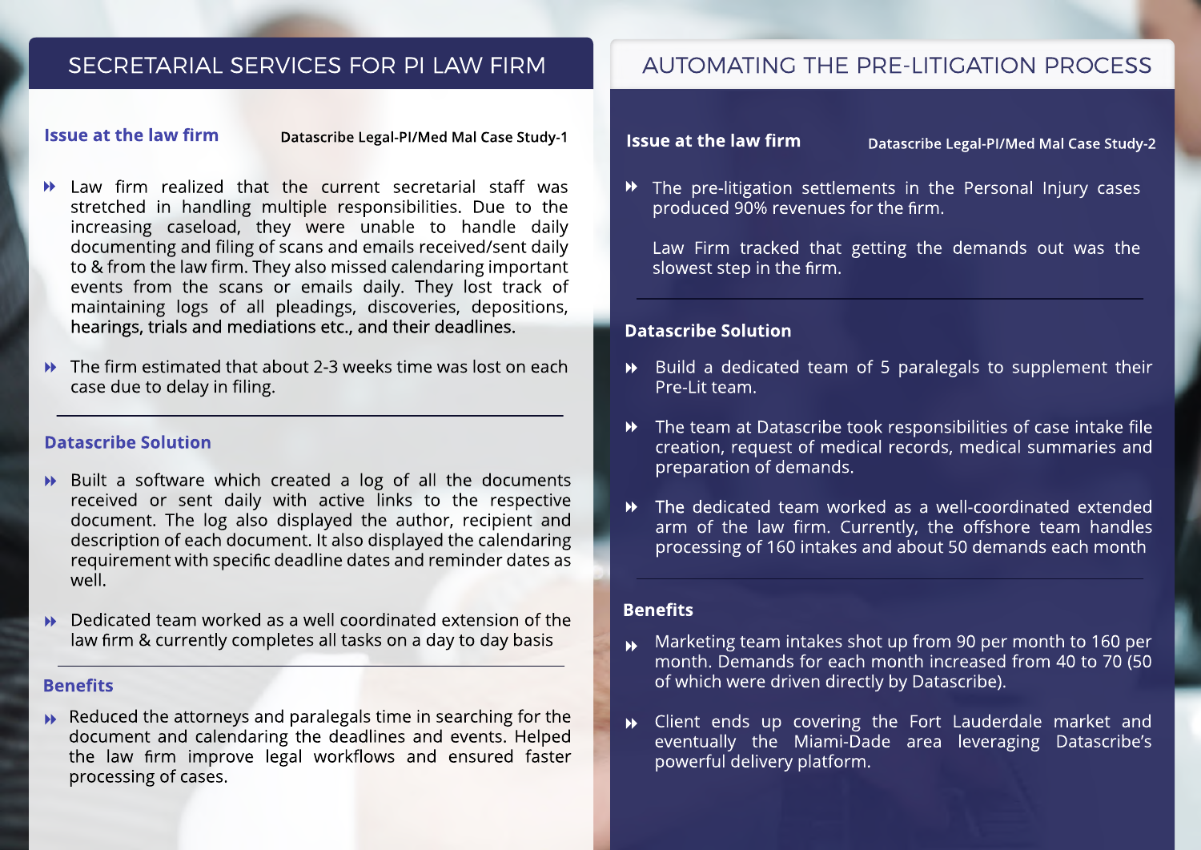## SECRETARIAL SERVICES FOR PI LAW FIRM

### Issue at the law firm

Datascribe Legal-PI/Med Mal Case Study-1

- Law firm realized that the current secretarial staff was stretched in handling multiple responsibilities. Due to the increasing caseload, they were unable to handle daily documenting and filing of scans and emails received/sent daily to & from the law firm. They also missed calendaring important events from the scans or emails daily. They lost track of maintaining logs of all pleadings, discoveries, depositions, hearings, trials and mediations etc., and their deadlines.
- The firm estimated that about 2-3 weeks time was lost on each case due to delay in filing.

### Datascribe Solution

- Built a software which created a log of all the documents received or sent daily with active links to the respective document. The log also displayed the author, recipient and description of each document. It also displayed the calendaring requirement with specific deadline dates and reminder dates as well.
- Dedicated team worked as a well coordinated extension of the law firm & currently completes all tasks on a day to day basis

### Benefits

- Reduced the attorneys and paralegals time in searching for the document and calendaring the deadlines and events. Helped the law firm improve legal workflows and ensured faster processing of cases.

## AUTOMATING THE PRE-LITIGATION PROCESS

### Issue at the law firm

Datascribe Legal-PI/Med Mal Case Study-2

- The pre-litigation settlements in the Personal Injury cases produced 90% revenues for the firm.

  Law Firm tracked that getting the demands out was the slowest step in the firm.

### Datascribe Solution

- Build a dedicated team of 5 paralegals to supplement their Pre-Lit team.
- The team at Datascribe took responsibilities of case intake file creation, request of medical records, medical summaries and preparation of demands.
- The dedicated team worked as a well-coordinated extended arm of the law firm. Currently, the offshore team handles processing of 160 intakes and about 50 demands each month

### Benefits

- Marketing team intakes shot up from 90 per month to 160 per month. Demands for each month increased from 40 to 70 (50 of which were driven directly by Datascribe).
- Client ends up covering the Fort Lauderdale market and eventually the Miami-Dade area leveraging Datascribe's powerful delivery platform.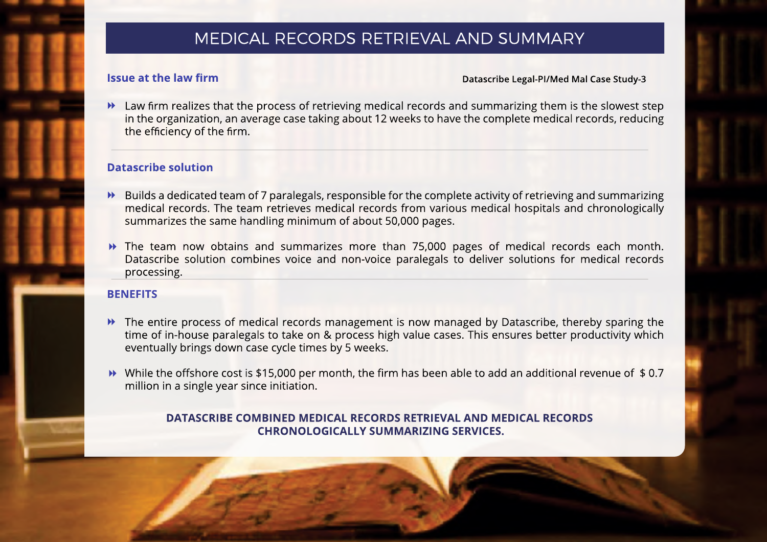# MEDICAL RECORDS RETRIEVAL AND SUMMARY

**Datascribe Legal-PI/Med Mal Case Study-3**

## Issue at the law firm

- Law firm realizes that the process of retrieving medical records and summarizing them is the slowest step in the organization, an average case taking about 12 weeks to have the complete medical records, reducing the efficiency of the firm.

## Datascribe solution

- Builds a dedicated team of 7 paralegals, responsible for the complete activity of retrieving and summarizing medical records. The team retrieves medical records from various medical hospitals and chronologically summarizes the same handling minimum of about 50,000 pages.
- The team now obtains and summarizes more than 75,000 pages of medical records each month. Datascribe solution combines voice and non-voice paralegals to deliver solutions for medical records processing.

## BENEFITS

- The entire process of medical records management is now managed by Datascribe, thereby sparing the time of in-house paralegals to take on & process high value cases. This ensures better productivity which eventually brings down case cycle times by 5 weeks.
- While the offshore cost is $15,000 per month, the firm has been able to add an additional revenue of $ 0.7 million in a single year since initiation.

**DATASCRIBE COMBINED MEDICAL RECORDS RETRIEVAL AND MEDICAL RECORDS CHRONOLOGICALLY SUMMARIZING SERVICES.**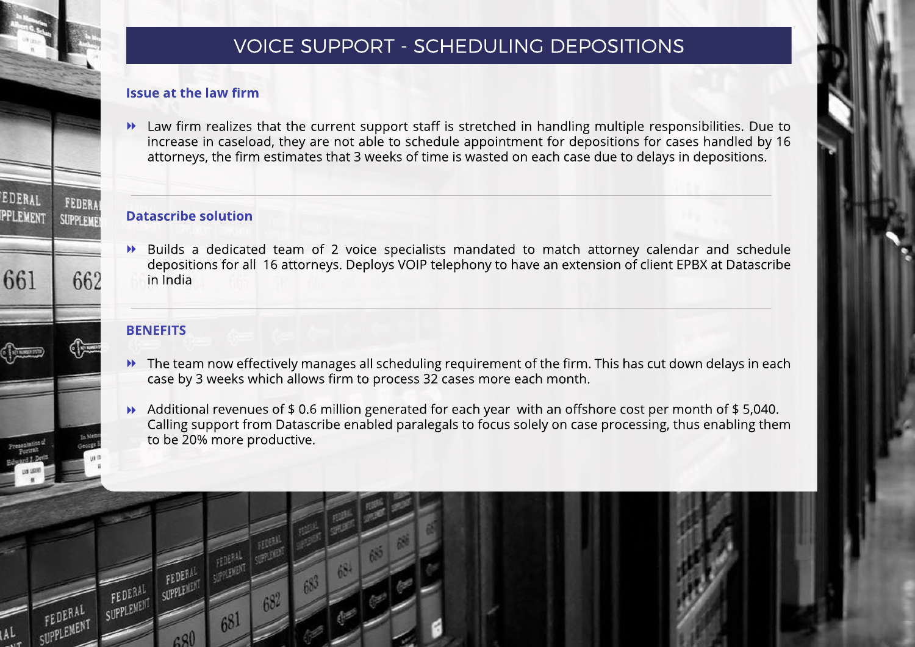# VOICE SUPPORT - SCHEDULING DEPOSITIONS

### Issue at the law firm

- Law firm realizes that the current support staff is stretched in handling multiple responsibilities. Due to increase in caseload, they are not able to schedule appointment for depositions for cases handled by 16 attorneys, the firm estimates that 3 weeks of time is wasted on each case due to delays in depositions.

---

### Datascribe solution

- Builds a dedicated team of 2 voice specialists mandated to match attorney calendar and schedule depositions for all 16 attorneys. Deploys VOIP telephony to have an extension of client EPBX at Datascribe in India

---

### BENEFITS

- The team now effectively manages all scheduling requirement of the firm. This has cut down delays in each case by 3 weeks which allows firm to process 32 cases more each month.
- Additional revenues of $ 0.6 million generated for each year with an offshore cost per month of $ 5,040. Calling support from Datascribe enabled paralegals to focus solely on case processing, thus enabling them to be 20% more productive.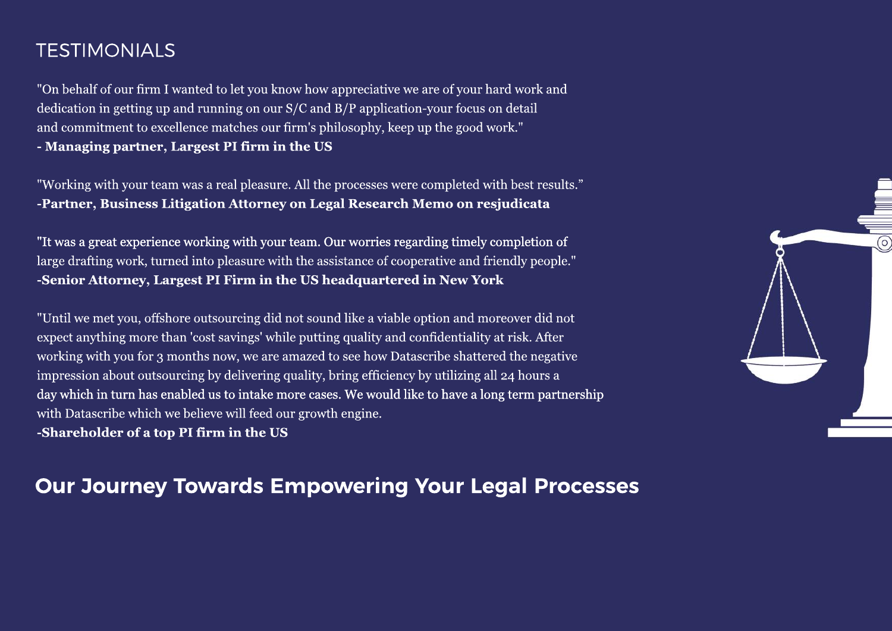## TESTIMONIALS

"On behalf of our firm I wanted to let you know how appreciative we are of your hard work and dedication in getting up and running on our S/C and B/P application-your focus on detail and commitment to excellence matches our firm's philosophy, keep up the good work."
**- Managing partner, Largest PI firm in the US**

"Working with your team was a real pleasure. All the processes were completed with best results."
**-Partner, Business Litigation Attorney on Legal Research Memo on resjudicata**

"It was a great experience working with your team. Our worries regarding timely completion of large drafting work, turned into pleasure with the assistance of cooperative and friendly people."
**-Senior Attorney, Largest PI Firm in the US headquartered in New York**

"Until we met you, offshore outsourcing did not sound like a viable option and moreover did not expect anything more than 'cost savings' while putting quality and confidentiality at risk. After working with you for 3 months now, we are amazed to see how Datascribe shattered the negative impression about outsourcing by delivering quality, bring efficiency by utilizing all 24 hours a day which in turn has enabled us to intake more cases. We would like to have a long term partnership with Datascribe which we believe will feed our growth engine.
**-Shareholder of a top PI firm in the US**

## Our Journey Towards Empowering Your Legal Processes